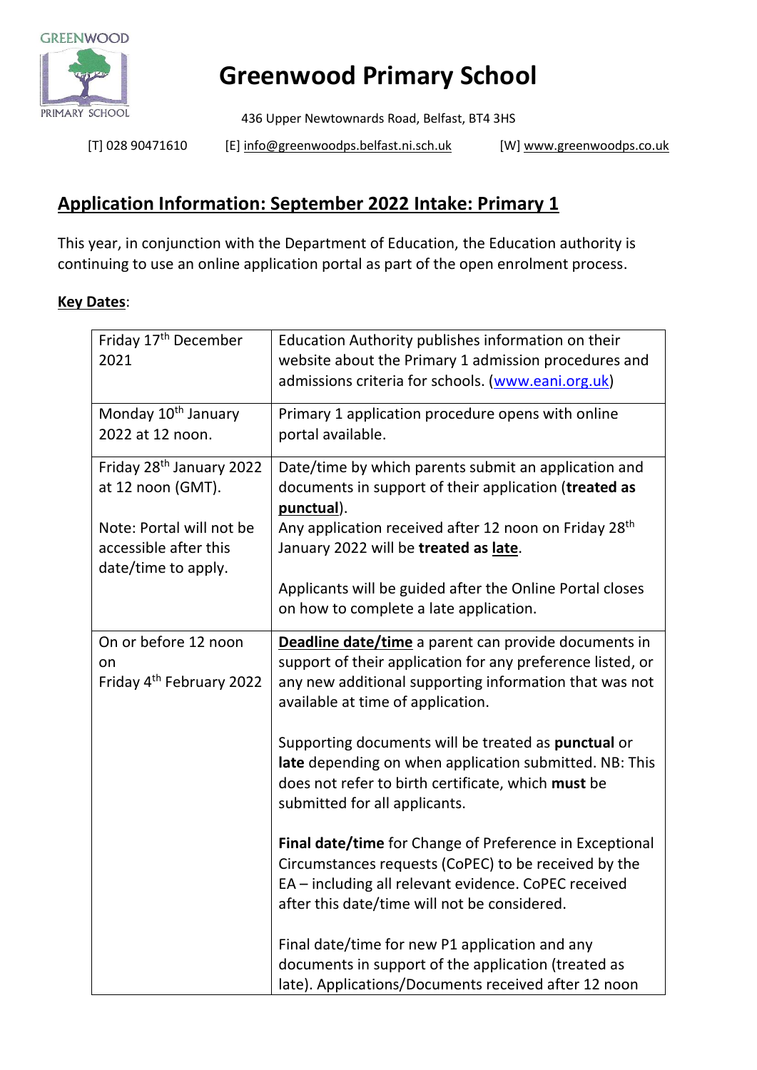# Greenwood Primary School

436 Upper Newtownards Road, Belfast, BT4 3HS

[T] 028 90471610 [E] info@greenwoodps.belfast.ni.sch.uk [W] www.greenwoodps.co.uk

## Application Information: September 2022 Intake: Primary 1

This year, in conjunction with the Department of Education, the Education authority is continuing to use an online application portal as part of the open enrolment process.

**Key Dates**:

| | |
|---|---|
| Friday 17th December 2021 | Education Authority publishes information on their website about the Primary 1 admission procedures and admissions criteria for schools. (www.eani.org.uk) |
| Monday 10th January 2022 at 12 noon. | Primary 1 application procedure opens with online portal available. |
| Friday 28th January 2022 at 12 noon (GMT).<br><br>Note: Portal will not be accessible after this date/time to apply. | Date/time by which parents submit an application and documents in support of their application (**treated as punctual**).<br>Any application received after 12 noon on Friday 28th January 2022 will be **treated as late**.<br><br>Applicants will be guided after the Online Portal closes on how to complete a late application. |
| On or before 12 noon on Friday 4th February 2022 | **Deadline date/time** a parent can provide documents in support of their application for any preference listed, or any new additional supporting information that was not available at time of application.<br><br>Supporting documents will be treated as **punctual** or **late** depending on when application submitted. NB: This does not refer to birth certificate, which **must** be submitted for all applicants.<br><br>**Final date/time** for Change of Preference in Exceptional Circumstances requests (CoPEC) to be received by the EA – including all relevant evidence. CoPEC received after this date/time will not be considered.<br><br>Final date/time for new P1 application and any documents in support of the application (treated as late). Applications/Documents received after 12 noon |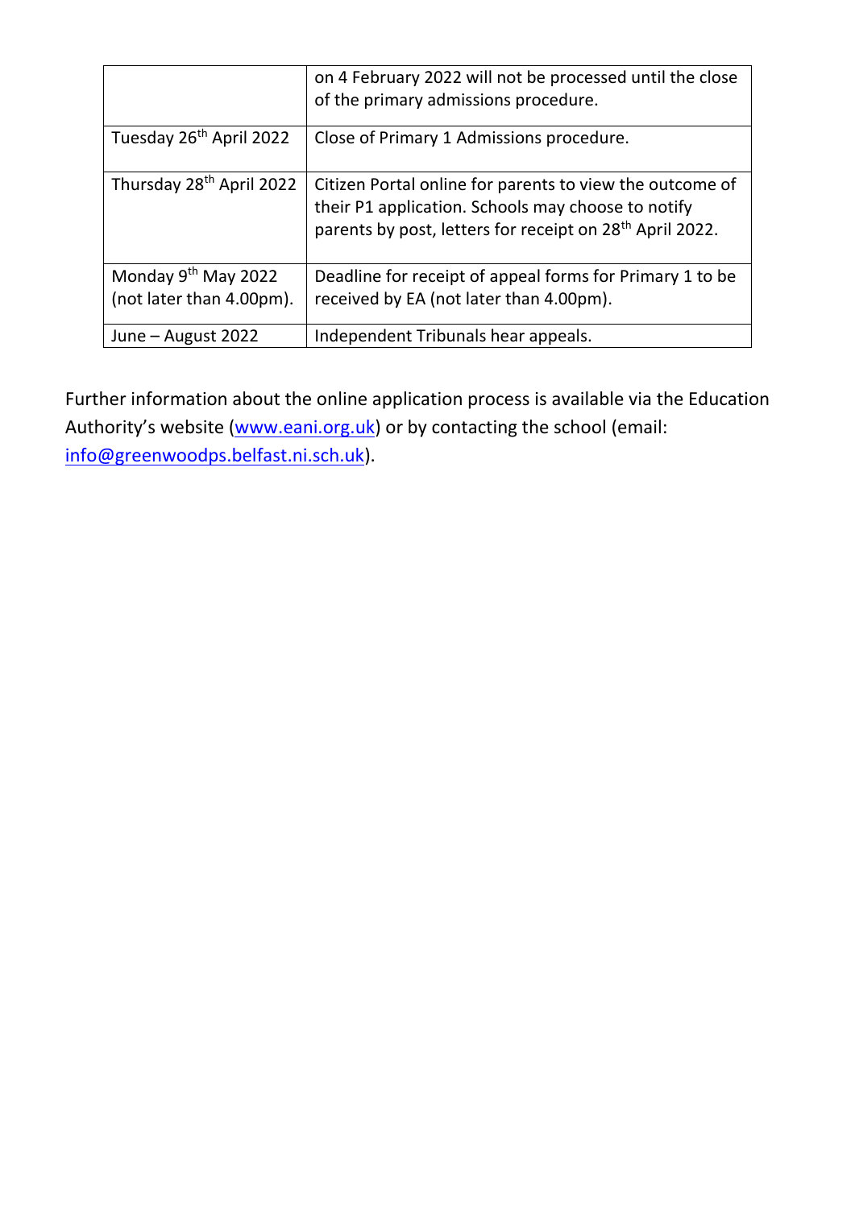| | |
|---|---|
| | on 4 February 2022 will not be processed until the close of the primary admissions procedure. |
| Tuesday 26th April 2022 | Close of Primary 1 Admissions procedure. |
| Thursday 28th April 2022 | Citizen Portal online for parents to view the outcome of their P1 application. Schools may choose to notify parents by post, letters for receipt on 28th April 2022. |
| Monday 9th May 2022 (not later than 4.00pm). | Deadline for receipt of appeal forms for Primary 1 to be received by EA (not later than 4.00pm). |
| June – August 2022 | Independent Tribunals hear appeals. |

Further information about the online application process is available via the Education Authority's website (www.eani.org.uk) or by contacting the school (email: info@greenwoodps.belfast.ni.sch.uk).